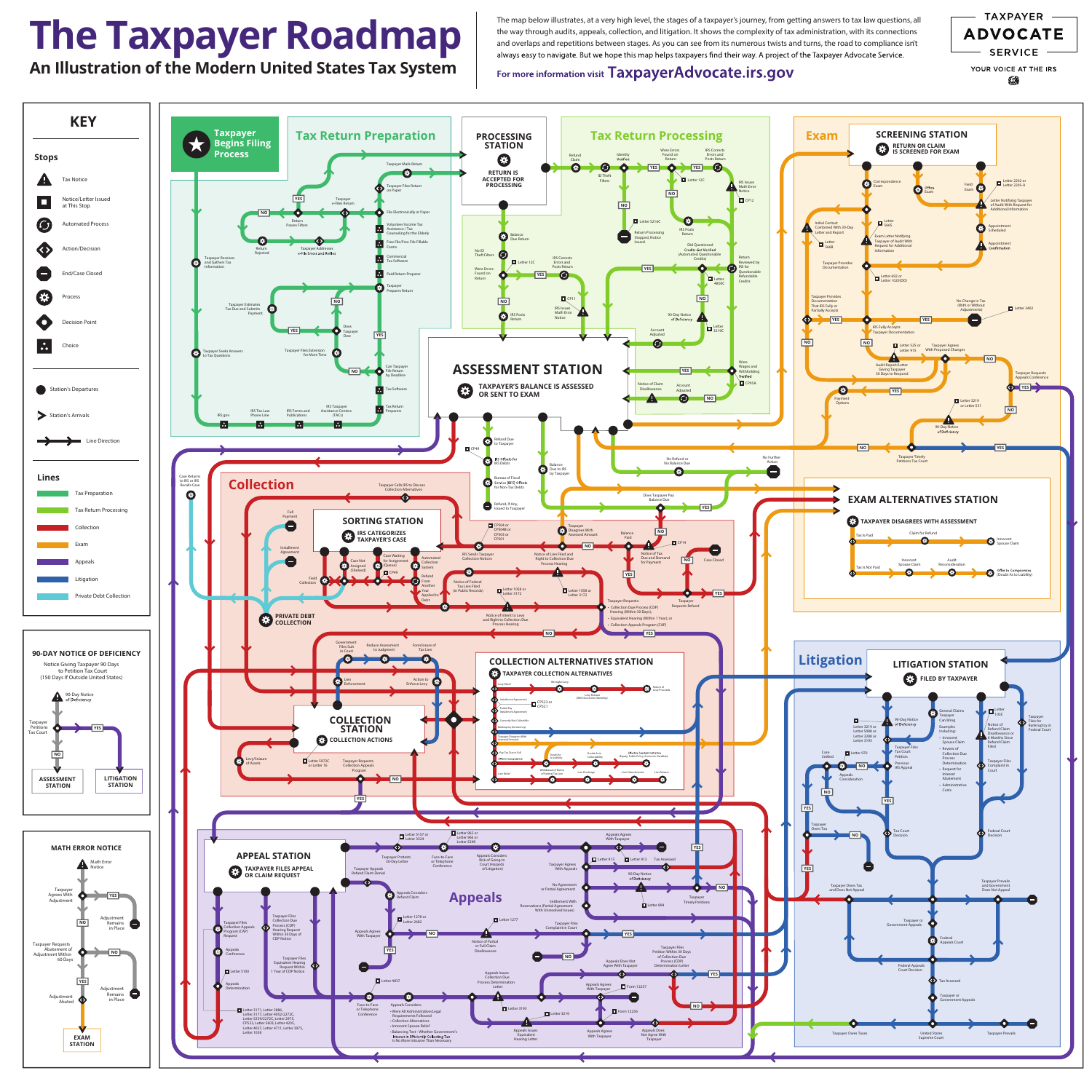# The Taxpayer Roadmap

## An Illustration of the Modern United States Tax System

The map below illustrates, at a very high level, the stages of a taxpayer's journey, from getting answers to tax law questions, all the way through audits, appeals, collection, and litigation. It shows the complexity of tax administration, with its connections and overlaps and repetitions between stages. As you can see from its numerous twists and turns, the road to compliance isn't always easy to navigate. But we hope this map helps taxpayers find their way. A project of the Taxpayer Advocate Service.

For more information visit **TaxpayerAdvocate.irs.gov**

**TAXPAYER ADVOCATE SERVICE**
YOUR VOICE AT THE IRS

## KEY

**Stops**
- Tax Notice
- Notice/Letter Issued at This Stop
- Automated Process
- Action/Decision
- End/Case Closed
- Process
- Decision Point
- Choice
- Station's Departures
- Station's Arrivals
- Line Direction

**Lines**
- Tax Preparation
- Tax Return Processing
- Collection
- Exam
- Appeals
- Litigation
- Private Debt Collection

## 90-DAY NOTICE OF DEFICIENCY

Notice Giving Taxpayer 90 Days to Petition Tax Court (150 Days If Outside United States)

90-Day Notice of Deficiency → Taxpayer Petitions Tax Court (YES → LITIGATION STATION; NO → ASSESSMENT STATION)

## MATH ERROR NOTICE

Math Error Notice → Taxpayer Agrees With Adjustment (YES → Adjustment Remains in Place; NO) → Taxpayer Requests Abatement of Adjustment Within 60 Days (NO → Adjustment Remains in Place; YES → Adjustment Abated) → EXAM STATION

## Taxpayer Begins Filing Process

## Tax Return Preparation

Taxpayer Receives and Gathers Tax Information; Taxpayer Estimates Tax Due and Submits Payment; Taxpayer Seeks Answers to Tax Questions; Taxpayer Files Extension for More Time; Does Taxpayer Owe?; Can Taxpayer File Return by Deadline; Return Passes Filters; Return Rejected; Taxpayer Addresses e-File Errors and Refiles; Taxpayer e-Files Return; Taxpayer Mails Return; Taxpayer Files Return on Paper; File Electronically or Paper; Volunteer Income Tax Assistance / Tax Counseling for the Elderly; Free File/Free File Fillable Forms; Commercial Tax Software; Paid Return Preparer; Taxpayer Prepares Return; Tax Software; Tax Return Preparers; IRS.gov; IRS Tax Law Phone Line; IRS Forms and Publications; IRS Taxpayer Assistance Centers (TACs)

## PROCESSING STATION

RETURN IS ACCEPTED FOR PROCESSING

## Tax Return Processing

Refund Claim; Identity Verified; ID Theft Filters; Were Errors Found on Return; Letter 12C; IRS Corrects Errors and Posts Return; IRS Issues Math Error Notice; CP12; Letter 5216C; Return Processing Stopped, Notice Issued; IRS Posts Return; Old Questioned Credits Get Verified (Automated Questionable Credits); Return Reviewed by IRS for Questionable Refundable Credits; Letter 4800C; 90-Day Notice of Deficiency; Letter 3219C; Account Adjusted; Were Wages and Withholding Verified; CP05A; Notice of Claim Disallowance; Balance Due Return; No ID Theft Filters; Were Errors Found on Return; IRS Corrects Errors and Posts Return; CP11; IRS Issues Math Error Notice; IRS Posts Return

## ASSESSMENT STATION

TAXPAYER'S BALANCE IS ASSESSED OR SENT TO EXAM

Refund Due to Taxpayer; CP49; IRS Offsets for IRS Debts; Bureau of Fiscal Service (BFS) Offsets for Non-Tax Debts; Refund, If Any, Issued to Taxpayer; Balance Due to IRS by Taxpayer; No Refund or No Balance Due; No Further Action; Does Taxpayer Pay Balance Due; Case Returns to IRS or IRS Recalls Case

## Exam

### SCREENING STATION

RETURN OR CLAIM IS SCREENED FOR EXAM

Correspondence Exam; Office Exam; Field Exam; Letter 2202 or Letter 2205-A; Letter Notifying Taxpayer of Audit With Request for Additional Information; Appointment Scheduled; Appointment Confirmation; Initial Contact Combined With 30-Day Letter and Report; Letter 566B; Letter 566S; Exam Letter Notifying Taxpayer of Audit With Request for Additional Information; Taxpayer Provides Documentation; Letter 692 or Letter 1026(DO); Taxpayer Provides Documentation That IRS Fully or Partially Accepts; IRS Fully Accepts Taxpayer Documentation; No Change in Tax (With or Without Adjustments); Letter 3402; Letter 525 or Letter 915; Taxpayer Agrees With Proposed Changes; Audit Report/Letter Giving Taxpayer 30 Days to Respond; Taxpayer Requests Appeals Conference; Payment Options; Letter 3219 or Letter 531; 90-Day Notice of Deficiency; Taxpayer Timely Petitions Tax Court

### EXAM ALTERNATIVES STATION

TAXPAYER DISAGREES WITH ASSESSMENT

Tax Is Paid; Claim for Refund; Innocent Spouse Claim; Tax Is Not Paid; Innocent Spouse Claim; Audit Reconsideration; Offer in Compromise (Doubt As to Liability)

## Collection

Taxpayer Calls IRS to Discuss Collection Alternatives; Full Payment; Installment Agreement; Field Collection

### SORTING STATION

IRS CATEGORIZES TAXPAYER'S CASE

Case Not Assigned (Shelved); Case Waiting for Assignment (Queue); CP49; Automated Collection System; Refund From Another Year Applied to Debt; CP504 or CP504B or CP501; IRS Sends Taxpayer Collection Notices; Notice of Lien Filed and Right to Collection Due Process Hearing; Notice of Federal Tax Lien Filed (in Public Records); Letter 1058 or Letter 3172; Notice of Intent to Levy and Right to Collection Due Process Hearing; Taxpayer Disagrees With Assessed Amount; Balance Paid; CP14; Notice of Tax Due and Demand for Payment; Case Closed; Taxpayer Requests Refund; Taxpayer Requests:
- Collection Due Process (CDP) Hearing (Within 30 Days);
- Equivalent Hearing (Within 1 Year); or
- Collection Appeals Program (CAP)

### PRIVATE DEBT COLLECTION

Government Files Suit in Court; Reduce Assessment to Judgment; Foreclosure of Tax Lien; Lien Enforcement; Action to Enforce Levy

### COLLECTION STATION

COLLECTION ACTIONS

Levy/Seizure of Assets; Letter 5972C or Letter 16; Taxpayer Requests Collection Appeals Program

### COLLECTION ALTERNATIVES STATION

TAXPAYER COLLECTION ALTERNATIVES

Levy Relief; Wrongful Levy; Return of Levy Proceeds; Levy Release (With Economic Hardship); Installment Agreement; CP523 or CP521; Partial Pay Installment Agreement; Currently Not Collectible; Bankruptcy (Insolvency); Taxpayer Disagrees With Assessed Amount; Pay Tax Due in Full; Offer in Compromise; Doubt As to Liability; Doubt As to Collectibility; Effective Tax Administration (Equity, Public Policy, Economic Hardship); Lien Relief; Withdrawal of Notice of Federal Tax Lien; Lien Discharge; Lien Subordination; Lien Release

## Appeals

### APPEAL STATION

TAXPAYER FILES APPEAL OR CLAIM REQUEST

Letter 5157 or Letter 3324; Letter 965 or Letter 966 or Letter 5249; Taxpayer Protests 30-Day Letter; Face-to-Face or Telephone Conference; Appeals Considers Risk of Going to Court (Hazards of Litigation); Appeals Agrees With Taxpayer; Taxpayer Appeals Refund Claim Denial; Letter 913; Letter 913; Tax Assessed; Taxpayer Agrees With Appeals; 90-Day Notice of Deficiency; Appeals Considers Refund Claim; No Agreement or Partial Agreement; Settlement With Reservations (Partial Agreement With Unresolved Issues); Taxpayer Timely Petitions; Letter 694; Letter 1278 or Letter 2682; Letter 1277; Appeals Agrees With Taxpayer; Notice of Partial or Full Claim Disallowance; Taxpayer Files Complaint in Court; Taxpayer Files Collection Appeals Program (CAP) Request; Taxpayer Files Collection Due Process (CDP) Hearing Request Within 30 Days of CDP Notice; Taxpayer Files Equivalent Hearing Request Within 1 Year of CDP Notice; Appeals Conference; Letter 5100; Appeals Determination; Letter 3171, Letter 3886, Letter 3177, Letter 4052/2272C, Letter 3210/2272C, Letter 2875, CP523, Letter 5603, Letter 4206, Letter 4837, Letter 4711, Letter 3975, Letter 1058; Letter 4837; Appeals Issues Collection Due Process Determination Letter; Appeals Does Not Agree With Taxpayer; Taxpayer Files Petition Within 30 Days of Collection Due Process (CDP) Determination Letter; Appeals Agrees With Taxpayer; Form 12257; Form 12256; Face-to-Face or Telephone Conference; Appeals Considers:
- Were All Administrative/Legal Requirements Followed
- Collection Alternatives
- Innocent Spouse Relief
- Balancing Test - Whether Government's Interest in Efficiently Collecting Tax Is No More Intrusive Than Necessary

Letter 3193; Letter 3210; Appeals Issues Equivalent Hearing Letter; Appeals Agrees With Taxpayer; Appeals Does Not Agree With Taxpayer

## Litigation

### LITIGATION STATION

FILED BY TAXPAYER

Letter 3219 or Letter 5088 or Letter 3288 or Letter 3193; 90-Day Notice of Deficiency; General Claims Taxpayer Can Bring; Examples Including:
- Innocent Spouse Claim
- Review of Collection Due Process Determination
- Request for Interest Abatement
- Administrative Costs

Letter 105C; Notice of Refund Claim Disallowance or 6 Months Since Refund Claim Filed; Taxpayer Files for Bankruptcy in Federal Court; Case Settled; Letter 970; Appeals Consideration; Taxpayer Files Tax Court Petition; Previous IRS Appeal; Taxpayer Files Complaint in Court; Taxpayer Owes Tax; Tax Court Decision; Federal Court Decision; Taxpayer Owes Tax and Does Not Appeal; Taxpayer Prevails and Government Does Not Appeal; Taxpayer or Government Appeals; Federal Appeals Court; Federal Appeals Court Decision; Tax Assessed; Taxpayer or Government Appeals; Taxpayer Owes Taxes; United States Supreme Court; Taxpayer Prevails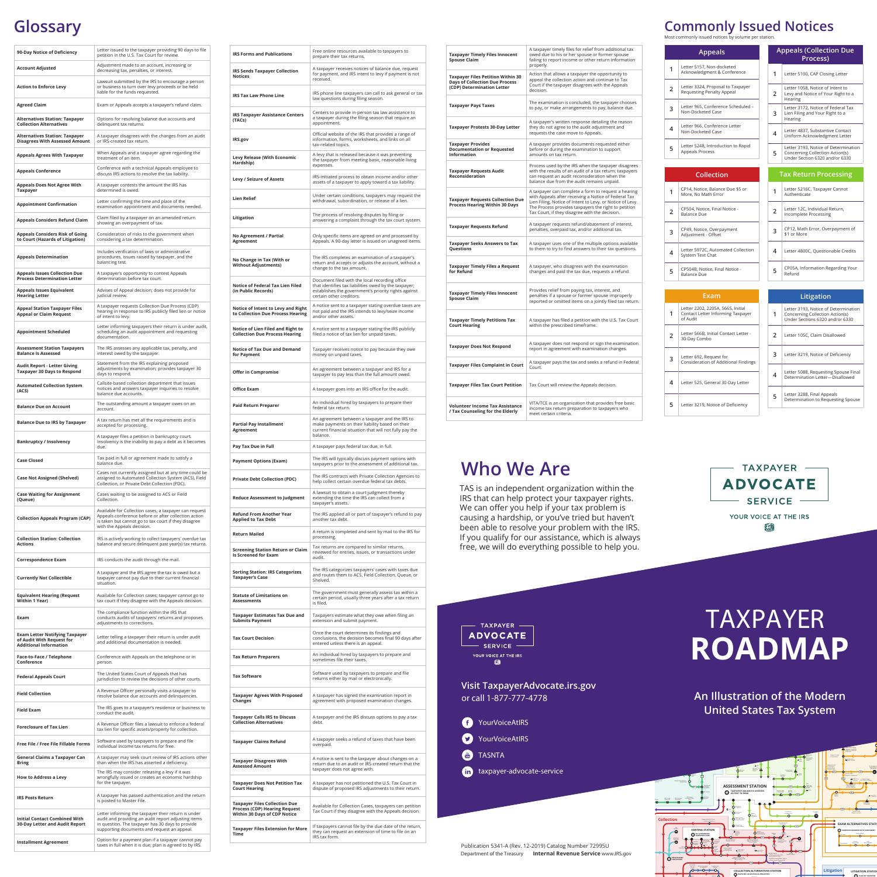# Glossary

| | |
|---|---|
| **90-Day Notice of Deficiency** | Letter issued to the taxpayer providing 90 days to file petition in the U.S. Tax Court for review. |
| **Account Adjusted** | Adjustment made to an account, increasing or decreasing tax, penalties, or interest. |
| **Action to Enforce Levy** | Lawsuit submitted by the IRS to encourage a person or business to turn over levy proceeds or be held liable for the funds requested. |
| **Agreed Claim** | Exam or Appeals accepts a taxpayer's refund claim. |
| **Alternatives Station: Taxpayer Collection Alternatives** | Options for resolving balance due accounts and delinquent tax returns. |
| **Alternatives Station: Taxpayer Disagrees With Assessed Amount** | A taxpayer disagrees with the changes from an audit or IRS-created tax return. |
| **Appeals Agrees With Taxpayer** | When Appeals and a taxpayer agree regarding the treatment of an item. |
| **Appeals Conference** | Conference with a technical Appeals employee to discuss IRS actions to resolve the tax liability. |
| **Appeals Does Not Agree With Taxpayer** | A taxpayer contests the amount the IRS has determined is owed. |
| **Appointment Confirmation** | Letter confirming the time and place of the examination appointment and documents needed. |
| **Appeals Considers Refund Claim** | Claim filed by a taxpayer on an amended return showing an overpayment of tax. |
| **Appeals Considers Risk of Going to Court (Hazards of Litigation)** | Consideration of risks to the government when considering a tax determination. |
| **Appeals Determination** | Includes verification of laws or administrative procedures, issues raised by taxpayer, and the balancing test. |
| **Appeals Issues Collection Due Process Determination Letter** | A taxpayer's opportunity to contest Appeals determination before tax court. |
| **Appeals Issues Equivalent Hearing Letter** | Advises of Appeal decision; does not provide for judicial review. |
| **Appeal Station Taxpayer Files Appeal or Claim Request** | A taxpayer requests Collection Due Process (CDP) hearing in response to IRS publicly filed lien or notice of intent to levy. |
| **Appointment Scheduled** | Letter informing taxpayers their return is under audit, scheduling an audit appointment and requesting documentation. |
| **Assessment Station Taxpayers Balance Is Assessed** | The IRS assesses any applicable tax, penalty, and interest owed by the taxpayer. |
| **Audit Report - Letter Giving Taxpayer 30 Days to Respond** | Statement from the IRS explaining proposed adjustments by examination; provides taxpayer 30 days to respond. |
| **Automated Collection System (ACS)** | Callsite-based collection department that issues notices and answers taxpayer inquiries to resolve balance due accounts. |
| **Balance Due on Account** | The outstanding amount a taxpayer owes on an account. |
| **Balance Due to IRS by Taxpayer** | A tax return has met all the requirements and is accepted for processing. |
| **Bankruptcy / Insolvency** | A taxpayer files a petition in bankruptcy court. Insolvency is the inability to pay a debt as it becomes due. |
| **Case Closed** | Tax paid in full or agreement made to satisfy a balance due. |
| **Case Not Assigned (Shelved)** | Cases not currently assigned but at any time could be assigned to Automated Collection System (ACS), Field Collection, or Private Debt Collection (PDC). |
| **Case Waiting for Assignment (Queue)** | Cases waiting to be assigned to ACS or Field Collection. |
| **Collection Appeals Program (CAP)** | Available for Collection cases, a taxpayer can request Appeals conference before or after collection action is taken but cannot go to tax court if they disagree with the Appeals decision. |
| **Collection Station: Collection Actions** | IRS is actively working to collect taxpayers' overdue tax balance and secure delinquent past year(s) tax returns. |
| **Correspondence Exam** | IRS conducts the audit through the mail. |
| **Currently Not Collectible** | A taxpayer and the IRS agree the tax is owed but a taxpayer cannot pay due to their current financial situation. |
| **Equivalent Hearing (Request Within 1 Year)** | Available for Collection cases; taxpayer cannot go to tax court if they disagree with the Appeals decision. |
| **Exam** | The compliance function within the IRS that conducts audits of taxpayers' returns and proposes adjustments to corrections. |
| **Exam Letter Notifying Taxpayer of Audit With Request for Additional Information** | Letter telling a taxpayer their return is under audit and additional documentation is needed. |
| **Face-to-Face / Telephone Conference** | Conference with Appeals on the telephone or in person. |
| **Federal Appeals Court** | The United States Court of Appeals that has jurisdiction to review the decisions of other courts. |
| **Field Collection** | A Revenue Officer personally visits a taxpayer to resolve balance due accounts and delinquencies. |
| **Field Exam** | The IRS goes to a taxpayer's residence or business to conduct the audit. |
| **Foreclosure of Tax Lien** | A Revenue Officer files a lawsuit to enforce a federal tax lien for specific assets/property for collection. |
| **Free File / Free File Fillable Forms** | Software used by taxpayers to prepare and file individual income tax returns for free. |
| **General Claims a Taxpayer Can Bring** | A taxpayer may seek court review of IRS actions other than when the IRS has asserted a deficiency. |
| **How to Address a Levy** | The IRS may consider releasing a levy if it was wrongfully issued or there creates an economic hardship for the taxpayer. |
| **IRS Posts Return** | A taxpayer has passed authentication and the return is posted to Master File. |
| **Initial Contact Combined With 30-Day Letter and Audit Report** | Letter informing the taxpayer their return is under audit and providing an audit report adjusting items in question. The taxpayer has 30 days to provide supporting documents and request an appeal. |
| **Installment Agreement** | Option for a payment plan if a taxpayer cannot pay taxes in full when it is due; plan is agreed to by IRS. |
| **IRS Forms and Publications** | Free online resources available to taxpayers to prepare their tax returns. |
| **IRS Sends Taxpayer Collection Notices** | A taxpayer receives notices of balance due, request for payment, and IRS intent to levy if payment is not received. |
| **IRS Tax Law Phone Line** | IRS phone line taxpayers can call to ask general or tax law questions during filing season. |
| **IRS Taxpayer Assistance Centers (TACs)** | Centers to provide in-person tax law assistance to a taxpayer during the filing season that require an appointment. |
| **IRS.gov** | Official website of the IRS that provides a range of information, forms, worksheets, and links on all tax-related topics. |
| **Levy Release (With Economic Hardship)** | A levy that is released because it was preventing the taxpayer from meeting basic, reasonable living expenses. |
| **Levy / Seizure of Assets** | IRS-initiated process to obtain income and/or other assets of a taxpayer to apply toward a tax liability. |
| **Lien Relief** | Under certain conditions, taxpayers may request the withdrawal, subordination, or release of a lien. |
| **Litigation** | The process of resolving disputes by filing or answering a complaint through the tax court system. |
| **No Agreement / Partial Agreement** | Only specific items are agreed on and processed by Appeals. A 90-day letter is issued on unagreed items. |
| **No Change in Tax (With or Without Adjustments)** | The IRS completes an examination of a taxpayer's return and accepts or adjusts the account, without a change to the tax amount. |
| **Notice of Federal Tax Lien Filed (in Public Records)** | Document filed with the local recording office that identifies tax liabilities owed by the taxpayer; establishes the government's priority rights against certain other creditors. |
| **Notice of Intent to Levy and Right to Collection Due Process Hearing** | A notice sent to a taxpayer stating overdue taxes are not paid and the IRS intends to levy/seize income and/or other assets. |
| **Notice of Lien Filed and Right to Collection Due Process Hearing** | A notice sent to a taxpayer stating the IRS publicly filed a notice of tax lien for unpaid taxes. |
| **Notice of Tax Due and Demand for Payment** | Taxpayer receives notice to pay because they owe money on unpaid taxes. |
| **Offer in Compromise** | An agreement between a taxpayer and IRS for a taxpayer to pay less than the full amount owed. |
| **Office Exam** | A taxpayer goes into an IRS office for the audit. |
| **Paid Return Preparer** | An individual hired by taxpayers to prepare their federal tax return. |
| **Partial Pay Installment Agreement** | An agreement between a taxpayer and the IRS to make payments on their liability based on their current financial situation that will not fully pay the balance. |
| **Pay Tax Due in Full** | A taxpayer pays federal tax due, in full. |
| **Payment Options (Exam)** | The IRS will typically discuss payment options with taxpayers prior to the assessment of additional tax. |
| **Private Debt Collection (PDC)** | The IRS contracts with Private Collection Agencies to help collect certain overdue federal tax debts. |
| **Reduce Assessment to Judgment** | A lawsuit to obtain a court judgment thereby extending the time the IRS can collect from a taxpayer's assets. |
| **Refund From Another Year Applied to Tax Debt** | The IRS applied all or part of taxpayer's refund to pay another tax debt. |
| **Return Mailed** | A return is completed and sent by mail to the IRS for processing. |
| **Screening Station Return or Claim Is Screened for Exam** | Tax returns are compared to similar returns, reviewed for entries, issues, or transactions under audit. |
| **Sorting Station: IRS Categorizes Taxpayer's Case** | The IRS categorizes taxpayers' cases with taxes due and routes them to ACS, Field Collection, Queue, or Shelved. |
| **Statute of Limitations on Assessments** | The government must generally assess tax within a certain period, usually three years after a tax return is filed. |
| **Taxpayer Estimates Tax Due and Submits Payment** | Taxpayers estimate what they owe when filing an extension and submit payment. |
| **Tax Court Decision** | Once the court determines its findings and conclusions, the decision becomes final 90 days after entered unless there is an appeal. |
| **Tax Return Preparers** | An individual hired by taxpayers to prepare and sometimes file their taxes. |
| **Tax Software** | Software used by taxpayers to prepare and file returns either by mail or electronically. |
| **Taxpayer Agrees With Proposed Changes** | A taxpayer has signed the examination report in agreement with proposed examination changes. |
| **Taxpayer Calls IRS to Discuss Collection Alternatives** | A taxpayer and the IRS discuss options to pay a tax debt. |
| **Taxpayer Claims Refund** | A taxpayer seeks a refund of taxes that have been overpaid. |
| **Taxpayer Disagrees With Assessed Amount** | A notice is sent to the taxpayer about changes on a return due to an audit or IRS-created return that the taxpayer does not agree with. |
| **Taxpayer Does Not Petition Tax Court Hearing** | A taxpayer has not petitioned the U.S. Tax Court in dispute of proposed IRS adjustments to their return. |
| **Taxpayer Files Collection Due Process (CDP) Hearing Request Within 30 Days of CDP Notice** | Available for Collection Cases, taxpayers can petition Tax Court if they disagree with the Appeals decision. |
| **Taxpayer Files Extension for More Time** | If taxpayers cannot file by the due date of the return, they can request an extension of time to file on an IRS tax form. |
| **Taxpayer Timely Files Innocent Spouse Claim** | A taxpayer timely files for relief from additional tax owed due to his or her spouse or former spouse failing to report income or other return information properly. |
| **Taxpayer Files Petition Within 30 Days of Collection Due Process (CDP) Determination Letter** | Action that allows a taxpayer the opportunity to appeal the collection action and continue to Tax Court if the taxpayer disagrees with the Appeals decision. |
| **Taxpayer Pays Taxes** | The examination is concluded, the taxpayer chooses to pay, or make arrangements to pay, balance due. |
| **Taxpayer Protests 30-Day Letter** | A taxpayer's written response detailing the reason they do not agree to the audit adjustment and requests the case move to Appeals. |
| **Taxpayer Provides Documentation or Requested Information** | A taxpayer provides documents requested either before or during the examination to support amounts on tax return. |
| **Taxpayer Requests Audit Reconsideration** | Process used by the IRS when the taxpayer disagrees with the results of an audit of a tax return; taxpayers can request an audit reconsideration when the balance due from the audit remains unpaid. |
| **Taxpayer Requests Collection Due Process Hearing Within 30 Days** | A taxpayer can complete a form to request a hearing with Appeals after receiving a Notice of Federal Tax Lien Filing, Notice of Intent to Levy, or Notice of Levy. The Process provides taxpayers the right to petition Tax Court, if they disagree with the decision. |
| **Taxpayer Requests Refund** | A taxpayer requests refund/abatement of interest, penalties, overpaid tax, and/or additional tax. |
| **Taxpayer Seeks Answers to Tax Questions** | A taxpayer uses one of the multiple options available to them to try to find answers to their tax questions. |
| **Taxpayer Timely Files a Request for Refund** | A taxpayer, who disagrees with the examination changes and paid the tax due, requests a refund. |
| **Taxpayer Timely Files Innocent Spouse Claim** | Provides relief from paying tax, interest, and penalties if a spouse or former spouse improperly reported or omitted items on a jointly filed tax return. |
| **Taxpayer Timely Petitions Tax Court Hearing** | A taxpayer has filed a petition with the U.S. Tax Court within the prescribed timeframe. |
| **Taxpayer Does Not Respond** | A taxpayer does not respond or sign the examination report in agreement with examination changes. |
| **Taxpayer Files Complaint in Court** | A taxpayer pays the tax and seeks a refund in Federal Court. |
| **Taxpayer Files Tax Court Petition** | Tax Court will review the Appeals decision. |
| **Volunteer Income Tax Assistance / Tax Counseling for the Elderly** | VITA/TCE is an organization that provides free basic income tax return preparation to taxpayers who meet certain criteria. |

# Commonly Issued Notices

Most commonly issued notices by volume per station.

## Appeals

| | |
|---|---|
| 1 | Letter 5157, Non-docketed Acknowledgment & Conference |
| 2 | Letter 3324, Proposal to Taxpayer Requesting Penalty Appeal |
| 3 | Letter 965, Conference Scheduled – Non-Docketed Case |
| 4 | Letter 966, Conference Letter Non-Docketed Case |
| 5 | Letter 5248, Introduction to Rapid Appeals Process |

## Appeals (Collection Due Process)

| | |
|---|---|
| 1 | Letter 5100, CAP Closing Letter |
| 2 | Letter 1058, Notice of Intent to Levy and Notice of Your Right to a Hearing |
| 3 | Letter 3172, Notice of Federal Tax Lien Filing and Your Right to a Hearing |
| 4 | Letter 4837, Substantive Contact Uniform Acknowledgment Letter |
| 5 | Letter 3193, Notice of Determination Concerning Collection Action(s) Under Section 6320 and/or 6330 |

## Collection

| | |
|---|---|
| 1 | CP14, Notice, Balance Due $5 or More, No Math Error |
| 2 | CP504, Notice, Final Notice - Balance Due |
| 3 | CP49, Notice, Overpayment Adjustment - Offset |
| 4 | Letter 5972C, Automated Collection System Text Chat |
| 5 | CP504B, Notice, Final Notice - Balance Due |

## Tax Return Processing

| | |
|---|---|
| 1 | Letter 5216C, Taxpayer Cannot Authenticate |
| 2 | Letter 12C, Individual Return, Incomplete Processing |
| 3 | CP12, Math Error, Overpayment of $1 or More |
| 4 | Letter 4800C, Questionable Credits |
| 5 | CP05A, Information Regarding Your Refund |

## Exam

| | |
|---|---|
| 1 | Letter 2202, 2205A, 566S, Initial Contact Letter Informing Taxpayer of Audit |
| 2 | Letter 566B, Initial Contact Letter - 30-Day Combo |
| 3 | Letter 692, Request for Consideration of Additional Findings |
| 4 | Letter 525, General 30-Day Letter |
| 5 | Letter 3219, Notice of Deficiency |

## Litigation

| | |
|---|---|
| 1 | Letter 3193, Notice of Determination Concerning Collection Action(s) Under Sections 6320 and/or 6330 |
| 2 | Letter 105C, Claim Disallowed |
| 3 | Letter 3219, Notice of Deficiency |
| 4 | Letter 5088, Requesting Spouse Final Determination Letter—Disallowed |
| 5 | Letter 3288, Final Appeals Determination to Requesting Spouse |

# Who We Are

TAS is an independent organization within the IRS that can help protect your taxpayer rights. We can offer you help if your tax problem is causing a hardship, or you've tried but haven't been able to resolve your problem with the IRS. If you qualify for our assistance, which is always free, we will do everything possible to help you.

TAXPAYER ADVOCATE SERVICE
YOUR VOICE AT THE IRS

**Visit TaxpayerAdvocate.irs.gov**
or call 1-877-777-4778

- YourVoiceAtIRS
- YourVoiceAtIRS
- TASNTA
- taxpayer-advocate-service

Publication 5341-A (Rev. 12-2019) Catalog Number 72995U
Department of the Treasury **Internal Revenue Service** www.IRS.gov

# TAXPAYER **ROADMAP**

**An Illustration of the Modern United States Tax System**